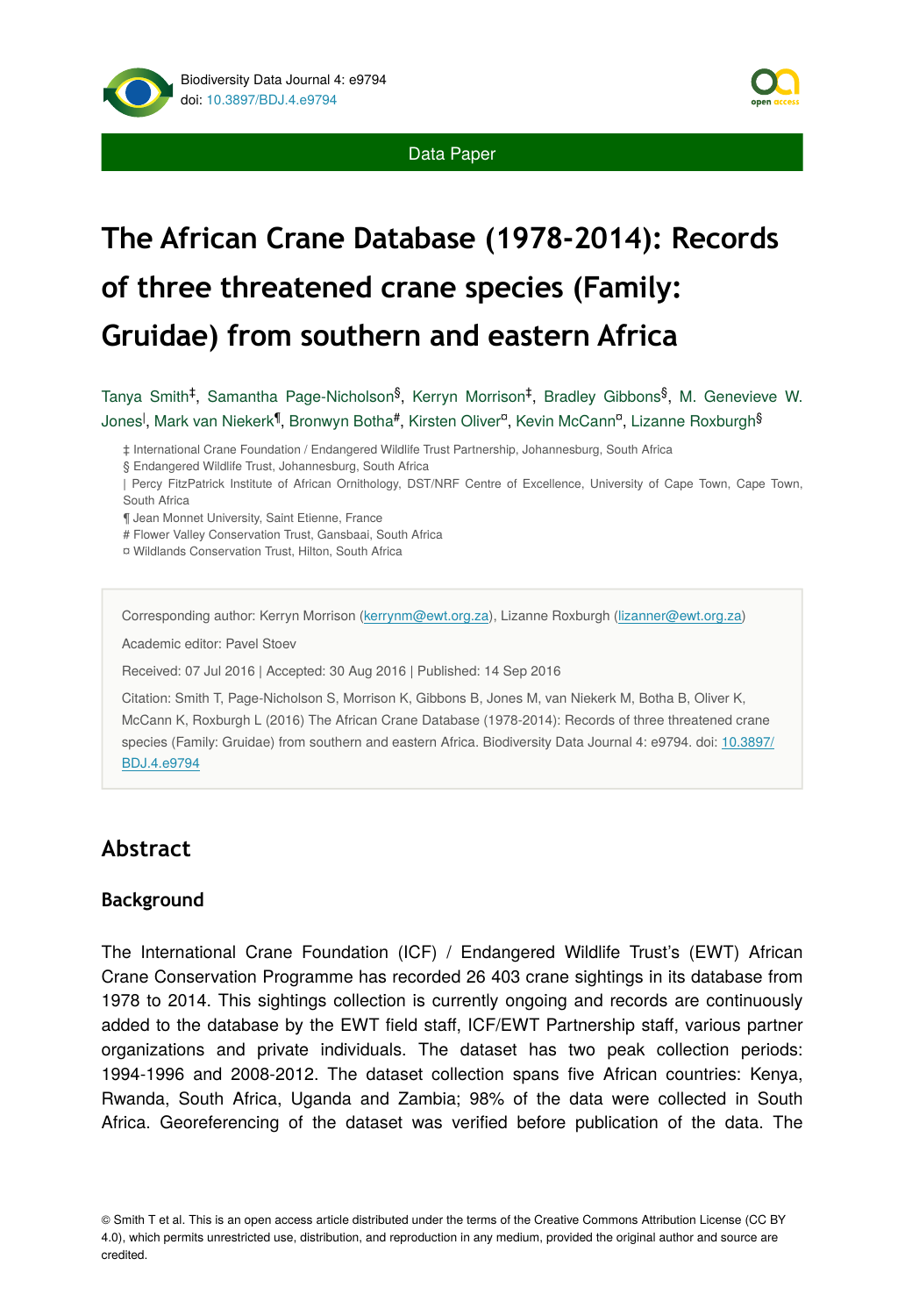Data Paper

# The African Crane Database (1978-2014): Records of three threatened crane species (Family: Gruidae) from southern and eastern Africa

Tanya Smith[‡], Samantha Page-Nicholson[§], Kerryn Morrison[‡], Bradley Gibbons[§], M. Genevieve W. Jones[|], Mark van Niekerk[¶], Bronwyn Botha[#], Kirsten Oliver[¤], Kevin McCann[¤], Lizanne Roxburgh[§]

‡ International Crane Foundation / Endangered Wildlife Trust Partnership, Johannesburg, South Africa
§ Endangered Wildlife Trust, Johannesburg, South Africa
| Percy FitzPatrick Institute of African Ornithology, DST/NRF Centre of Excellence, University of Cape Town, Cape Town, South Africa
¶ Jean Monnet University, Saint Etienne, France
# Flower Valley Conservation Trust, Gansbaai, South Africa
¤ Wildlands Conservation Trust, Hilton, South Africa

Corresponding author: Kerryn Morrison (kerrynm@ewt.org.za), Lizanne Roxburgh (lizanner@ewt.org.za)

Academic editor: Pavel Stoev

Received: 07 Jul 2016 | Accepted: 30 Aug 2016 | Published: 14 Sep 2016

Citation: Smith T, Page-Nicholson S, Morrison K, Gibbons B, Jones M, van Niekerk M, Botha B, Oliver K, McCann K, Roxburgh L (2016) The African Crane Database (1978-2014): Records of three threatened crane species (Family: Gruidae) from southern and eastern Africa. Biodiversity Data Journal 4: e9794. doi: 10.3897/BDJ.4.e9794

## Abstract

### Background

The International Crane Foundation (ICF) / Endangered Wildlife Trust's (EWT) African Crane Conservation Programme has recorded 26 403 crane sightings in its database from 1978 to 2014. This sightings collection is currently ongoing and records are continuously added to the database by the EWT field staff, ICF/EWT Partnership staff, various partner organizations and private individuals. The dataset has two peak collection periods: 1994-1996 and 2008-2012. The dataset collection spans five African countries: Kenya, Rwanda, South Africa, Uganda and Zambia; 98% of the data were collected in South Africa. Georeferencing of the dataset was verified before publication of the data. The

© Smith T et al. This is an open access article distributed under the terms of the Creative Commons Attribution License (CC BY 4.0), which permits unrestricted use, distribution, and reproduction in any medium, provided the original author and source are credited.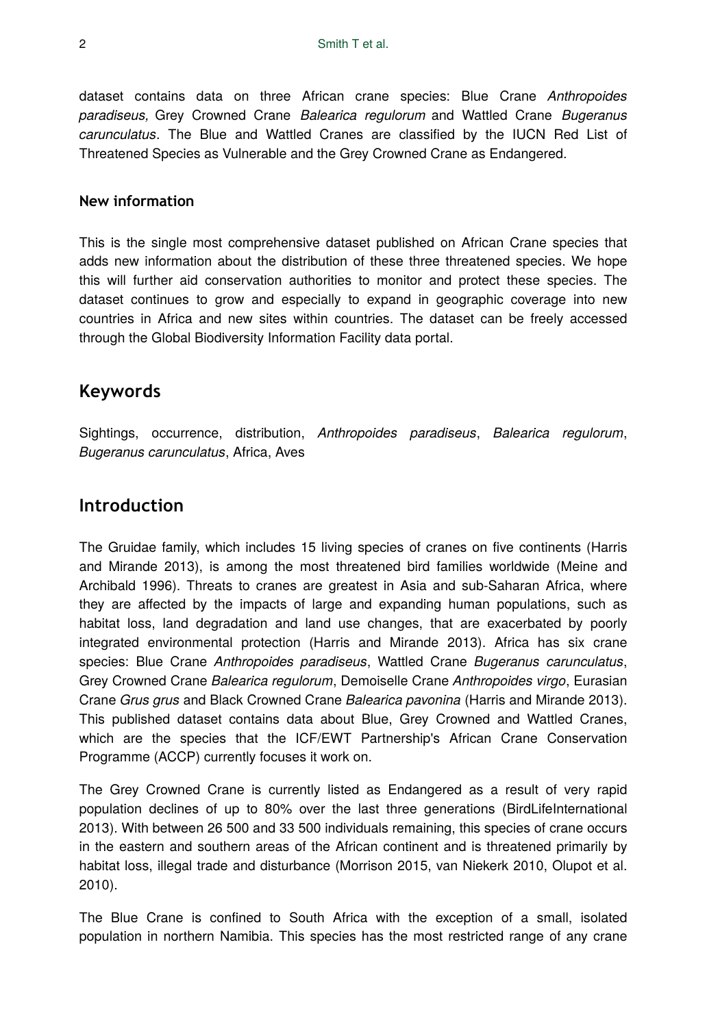dataset contains data on three African crane species: Blue Crane *Anthropoides paradiseus,* Grey Crowned Crane *Balearica regulorum* and Wattled Crane *Bugeranus carunculatus*. The Blue and Wattled Cranes are classified by the IUCN Red List of Threatened Species as Vulnerable and the Grey Crowned Crane as Endangered.

### New information

This is the single most comprehensive dataset published on African Crane species that adds new information about the distribution of these three threatened species. We hope this will further aid conservation authorities to monitor and protect these species. The dataset continues to grow and especially to expand in geographic coverage into new countries in Africa and new sites within countries. The dataset can be freely accessed through the Global Biodiversity Information Facility data portal.

## Keywords

Sightings, occurrence, distribution, *Anthropoides paradiseus*, *Balearica regulorum*, *Bugeranus carunculatus*, Africa, Aves

## Introduction

The Gruidae family, which includes 15 living species of cranes on five continents (Harris and Mirande 2013), is among the most threatened bird families worldwide (Meine and Archibald 1996). Threats to cranes are greatest in Asia and sub-Saharan Africa, where they are affected by the impacts of large and expanding human populations, such as habitat loss, land degradation and land use changes, that are exacerbated by poorly integrated environmental protection (Harris and Mirande 2013). Africa has six crane species: Blue Crane *Anthropoides paradiseus*, Wattled Crane *Bugeranus carunculatus*, Grey Crowned Crane *Balearica regulorum*, Demoiselle Crane *Anthropoides virgo*, Eurasian Crane *Grus grus* and Black Crowned Crane *Balearica pavonina* (Harris and Mirande 2013). This published dataset contains data about Blue, Grey Crowned and Wattled Cranes, which are the species that the ICF/EWT Partnership's African Crane Conservation Programme (ACCP) currently focuses it work on.

The Grey Crowned Crane is currently listed as Endangered as a result of very rapid population declines of up to 80% over the last three generations (BirdLifeInternational 2013). With between 26 500 and 33 500 individuals remaining, this species of crane occurs in the eastern and southern areas of the African continent and is threatened primarily by habitat loss, illegal trade and disturbance (Morrison 2015, van Niekerk 2010, Olupot et al. 2010).

The Blue Crane is confined to South Africa with the exception of a small, isolated population in northern Namibia. This species has the most restricted range of any crane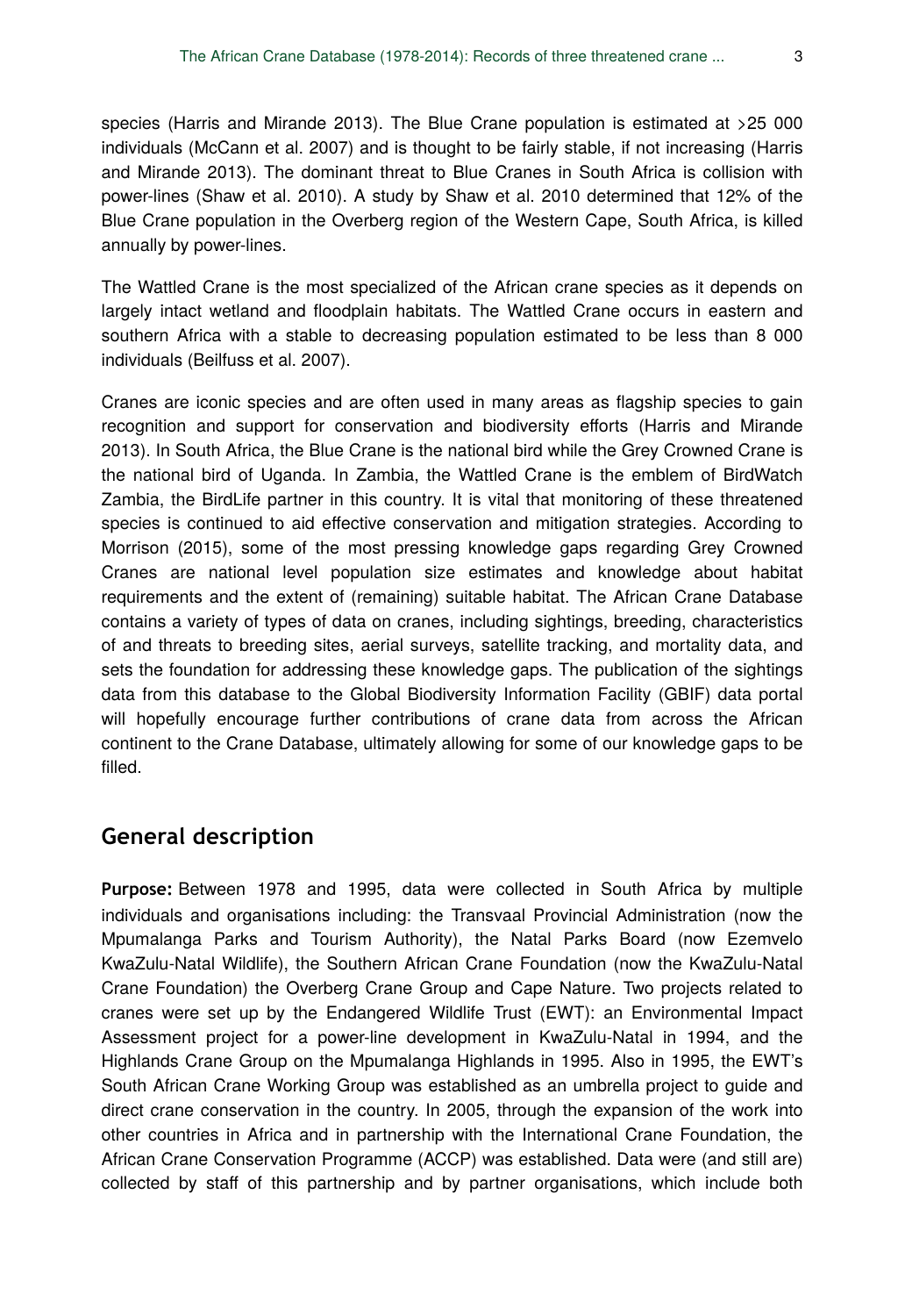species (Harris and Mirande 2013). The Blue Crane population is estimated at >25 000 individuals (McCann et al. 2007) and is thought to be fairly stable, if not increasing (Harris and Mirande 2013). The dominant threat to Blue Cranes in South Africa is collision with power-lines (Shaw et al. 2010). A study by Shaw et al. 2010 determined that 12% of the Blue Crane population in the Overberg region of the Western Cape, South Africa, is killed annually by power-lines.

The Wattled Crane is the most specialized of the African crane species as it depends on largely intact wetland and floodplain habitats. The Wattled Crane occurs in eastern and southern Africa with a stable to decreasing population estimated to be less than 8 000 individuals (Beilfuss et al. 2007).

Cranes are iconic species and are often used in many areas as flagship species to gain recognition and support for conservation and biodiversity efforts (Harris and Mirande 2013). In South Africa, the Blue Crane is the national bird while the Grey Crowned Crane is the national bird of Uganda. In Zambia, the Wattled Crane is the emblem of BirdWatch Zambia, the BirdLife partner in this country. It is vital that monitoring of these threatened species is continued to aid effective conservation and mitigation strategies. According to Morrison (2015), some of the most pressing knowledge gaps regarding Grey Crowned Cranes are national level population size estimates and knowledge about habitat requirements and the extent of (remaining) suitable habitat. The African Crane Database contains a variety of types of data on cranes, including sightings, breeding, characteristics of and threats to breeding sites, aerial surveys, satellite tracking, and mortality data, and sets the foundation for addressing these knowledge gaps. The publication of the sightings data from this database to the Global Biodiversity Information Facility (GBIF) data portal will hopefully encourage further contributions of crane data from across the African continent to the Crane Database, ultimately allowing for some of our knowledge gaps to be filled.

## General description

**Purpose:** Between 1978 and 1995, data were collected in South Africa by multiple individuals and organisations including: the Transvaal Provincial Administration (now the Mpumalanga Parks and Tourism Authority), the Natal Parks Board (now Ezemvelo KwaZulu-Natal Wildlife), the Southern African Crane Foundation (now the KwaZulu-Natal Crane Foundation) the Overberg Crane Group and Cape Nature. Two projects related to cranes were set up by the Endangered Wildlife Trust (EWT): an Environmental Impact Assessment project for a power-line development in KwaZulu-Natal in 1994, and the Highlands Crane Group on the Mpumalanga Highlands in 1995. Also in 1995, the EWT's South African Crane Working Group was established as an umbrella project to guide and direct crane conservation in the country. In 2005, through the expansion of the work into other countries in Africa and in partnership with the International Crane Foundation, the African Crane Conservation Programme (ACCP) was established. Data were (and still are) collected by staff of this partnership and by partner organisations, which include both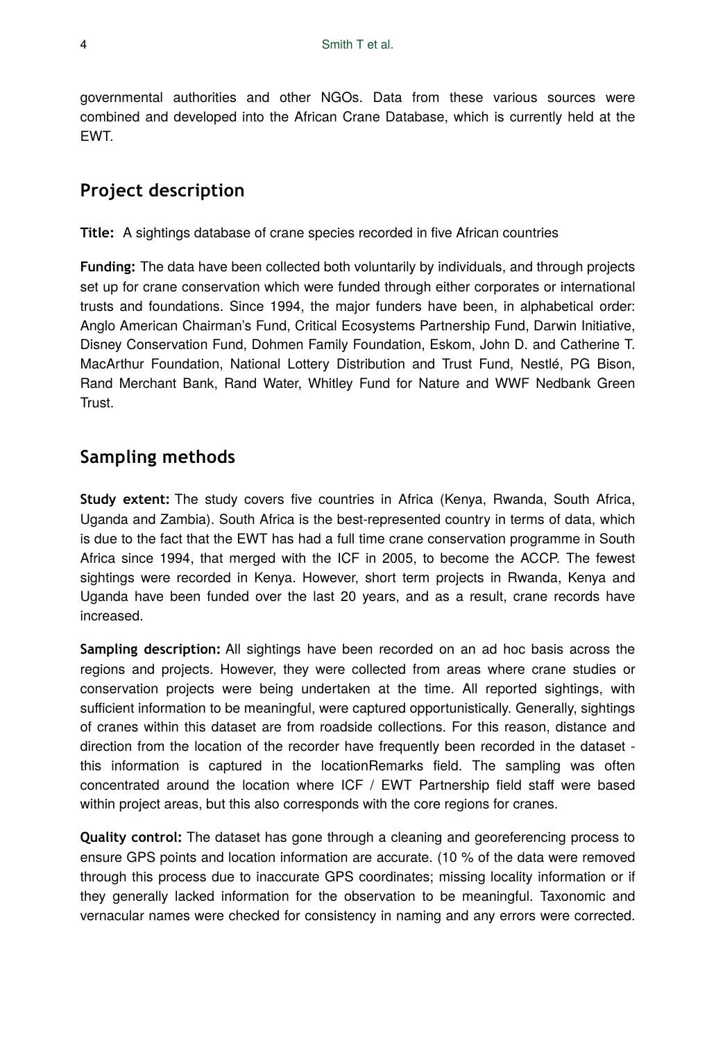governmental authorities and other NGOs. Data from these various sources were combined and developed into the African Crane Database, which is currently held at the EWT.

## Project description

**Title:** A sightings database of crane species recorded in five African countries

**Funding:** The data have been collected both voluntarily by individuals, and through projects set up for crane conservation which were funded through either corporates or international trusts and foundations. Since 1994, the major funders have been, in alphabetical order: Anglo American Chairman's Fund, Critical Ecosystems Partnership Fund, Darwin Initiative, Disney Conservation Fund, Dohmen Family Foundation, Eskom, John D. and Catherine T. MacArthur Foundation, National Lottery Distribution and Trust Fund, Nestlé, PG Bison, Rand Merchant Bank, Rand Water, Whitley Fund for Nature and WWF Nedbank Green Trust.

## Sampling methods

**Study extent:** The study covers five countries in Africa (Kenya, Rwanda, South Africa, Uganda and Zambia). South Africa is the best-represented country in terms of data, which is due to the fact that the EWT has had a full time crane conservation programme in South Africa since 1994, that merged with the ICF in 2005, to become the ACCP. The fewest sightings were recorded in Kenya. However, short term projects in Rwanda, Kenya and Uganda have been funded over the last 20 years, and as a result, crane records have increased.

**Sampling description:** All sightings have been recorded on an ad hoc basis across the regions and projects. However, they were collected from areas where crane studies or conservation projects were being undertaken at the time. All reported sightings, with sufficient information to be meaningful, were captured opportunistically. Generally, sightings of cranes within this dataset are from roadside collections. For this reason, distance and direction from the location of the recorder have frequently been recorded in the dataset - this information is captured in the locationRemarks field. The sampling was often concentrated around the location where ICF / EWT Partnership field staff were based within project areas, but this also corresponds with the core regions for cranes.

**Quality control:** The dataset has gone through a cleaning and georeferencing process to ensure GPS points and location information are accurate. (10 % of the data were removed through this process due to inaccurate GPS coordinates; missing locality information or if they generally lacked information for the observation to be meaningful. Taxonomic and vernacular names were checked for consistency in naming and any errors were corrected.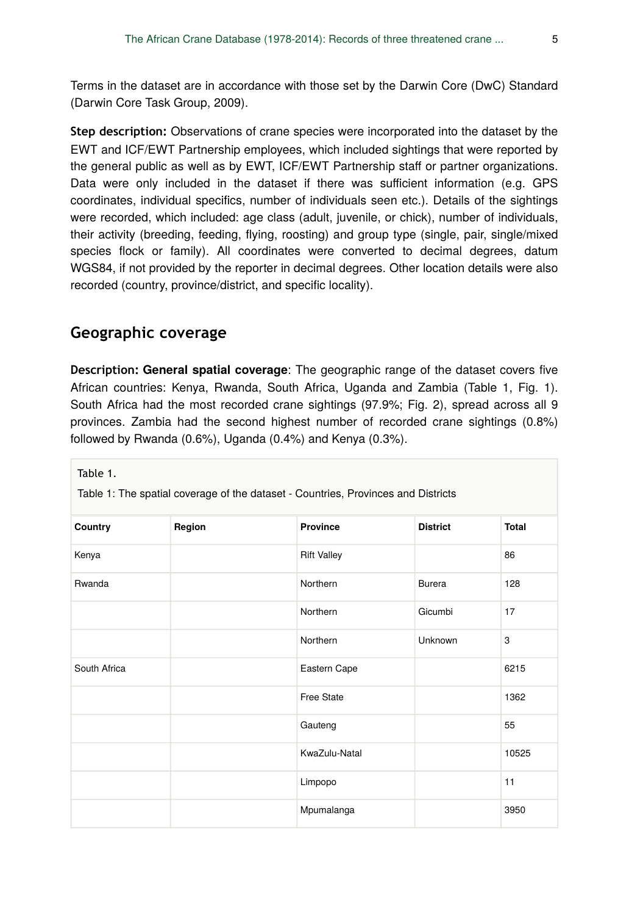Terms in the dataset are in accordance with those set by the Darwin Core (DwC) Standard (Darwin Core Task Group, 2009).

**Step description:** Observations of crane species were incorporated into the dataset by the EWT and ICF/EWT Partnership employees, which included sightings that were reported by the general public as well as by EWT, ICF/EWT Partnership staff or partner organizations. Data were only included in the dataset if there was sufficient information (e.g. GPS coordinates, individual specifics, number of individuals seen etc.). Details of the sightings were recorded, which included: age class (adult, juvenile, or chick), number of individuals, their activity (breeding, feeding, flying, roosting) and group type (single, pair, single/mixed species flock or family). All coordinates were converted to decimal degrees, datum WGS84, if not provided by the reporter in decimal degrees. Other location details were also recorded (country, province/district, and specific locality).

## Geographic coverage

**Description: General spatial coverage**: The geographic range of the dataset covers five African countries: Kenya, Rwanda, South Africa, Uganda and Zambia (Table 1, Fig. 1). South Africa had the most recorded crane sightings (97.9%; Fig. 2), spread across all 9 provinces. Zambia had the second highest number of recorded crane sightings (0.8%) followed by Rwanda (0.6%), Uganda (0.4%) and Kenya (0.3%).

Table 1.

Table 1: The spatial coverage of the dataset - Countries, Provinces and Districts

| Country | Region | Province | District | Total |
|---|---|---|---|---|
| Kenya | | Rift Valley | | 86 |
| Rwanda | | Northern | Burera | 128 |
| | | Northern | Gicumbi | 17 |
| | | Northern | Unknown | 3 |
| South Africa | | Eastern Cape | | 6215 |
| | | Free State | | 1362 |
| | | Gauteng | | 55 |
| | | KwaZulu-Natal | | 10525 |
| | | Limpopo | | 11 |
| | | Mpumalanga | | 3950 |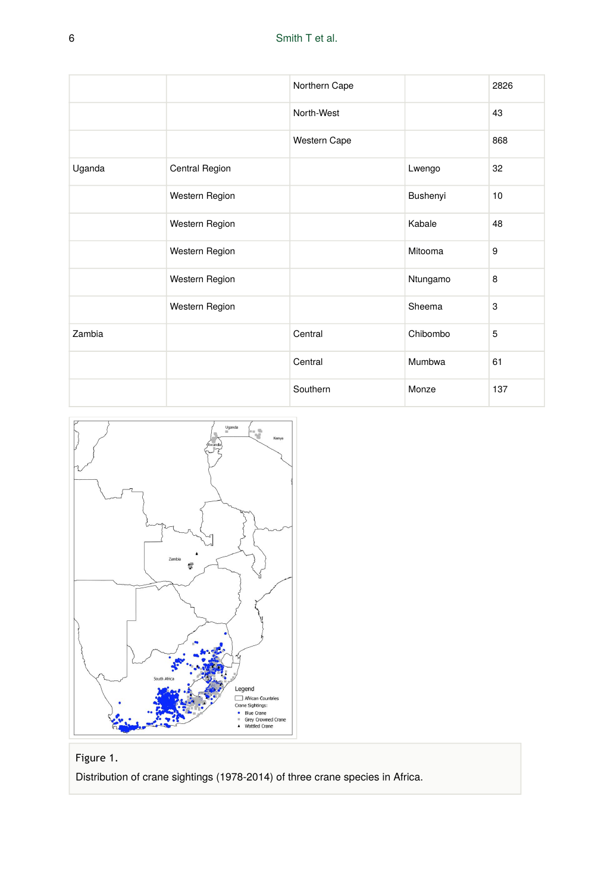| | | Northern Cape | | 2826 |
|---|---|---|---|---|
| | | North-West | | 43 |
| | | Western Cape | | 868 |
| Uganda | Central Region | | Lwengo | 32 |
| | Western Region | | Bushenyi | 10 |
| | Western Region | | Kabale | 48 |
| | Western Region | | Mitooma | 9 |
| | Western Region | | Ntungamo | 8 |
| | Western Region | | Sheema | 3 |
| Zambia | | Central | Chibombo | 5 |
| | | Central | Mumbwa | 61 |
| | | Southern | Monze | 137 |

Figure 1.

Distribution of crane sightings (1978-2014) of three crane species in Africa.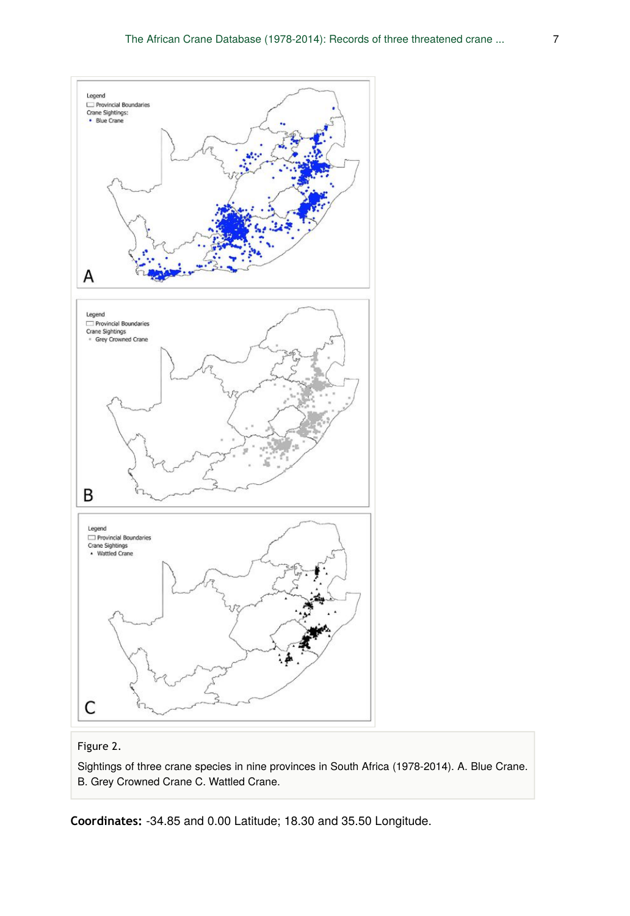Figure 2.

Sightings of three crane species in nine provinces in South Africa (1978-2014). A. Blue Crane. B. Grey Crowned Crane C. Wattled Crane.

**Coordinates:** -34.85 and 0.00 Latitude; 18.30 and 35.50 Longitude.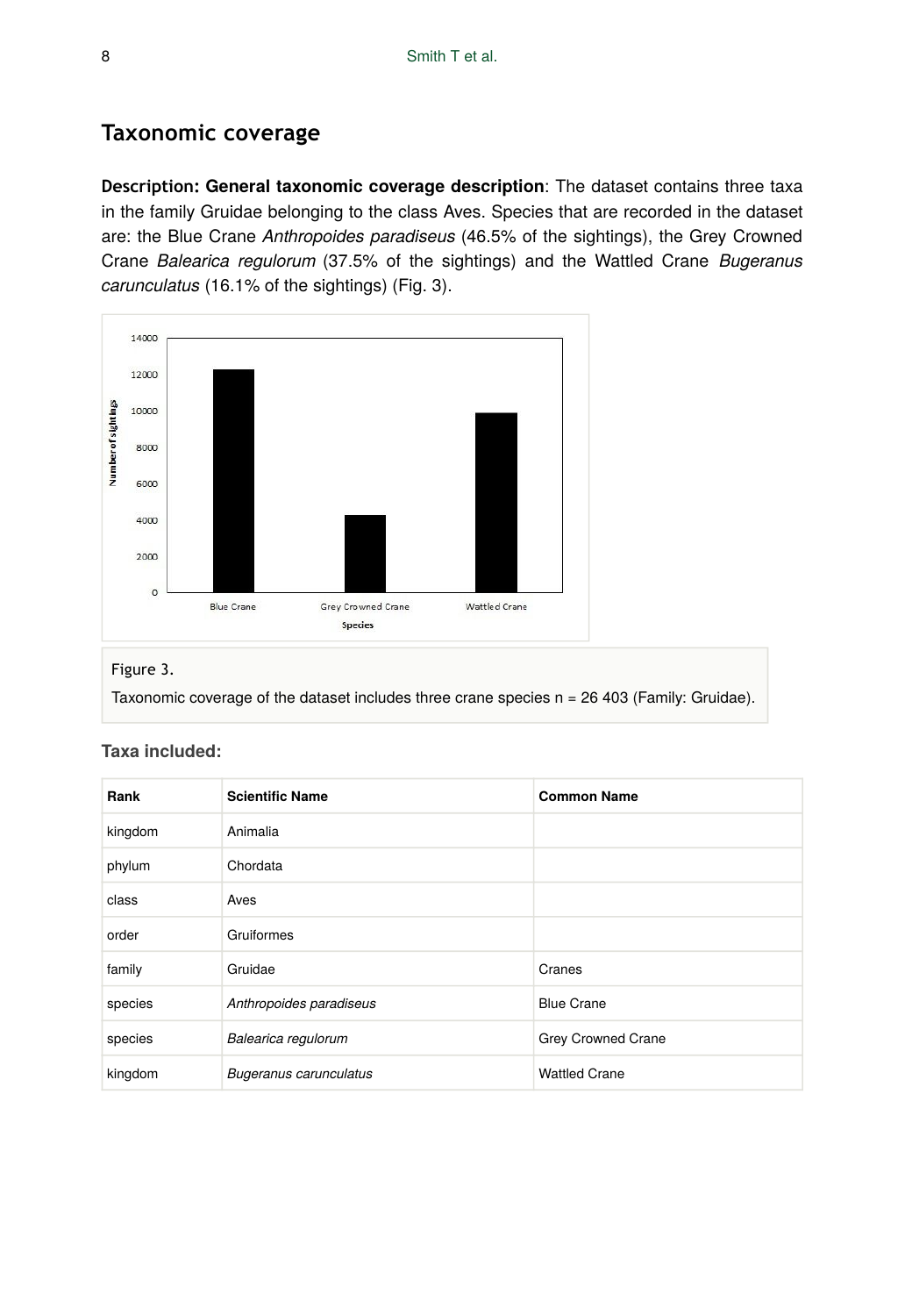## Taxonomic coverage

**Description: General taxonomic coverage description**: The dataset contains three taxa in the family Gruidae belonging to the class Aves. Species that are recorded in the dataset are: the Blue Crane *Anthropoides paradiseus* (46.5% of the sightings), the Grey Crowned Crane *Balearica regulorum* (37.5% of the sightings) and the Wattled Crane *Bugeranus carunculatus* (16.1% of the sightings) (Fig. 3).

Figure 3.

Taxonomic coverage of the dataset includes three crane species n = 26 403 (Family: Gruidae).

**Taxa included:**

| Rank | Scientific Name | Common Name |
| --- | --- | --- |
| kingdom | Animalia | |
| phylum | Chordata | |
| class | Aves | |
| order | Gruiformes | |
| family | Gruidae | Cranes |
| species | *Anthropoides paradiseus* | Blue Crane |
| species | *Balearica regulorum* | Grey Crowned Crane |
| kingdom | *Bugeranus carunculatus* | Wattled Crane |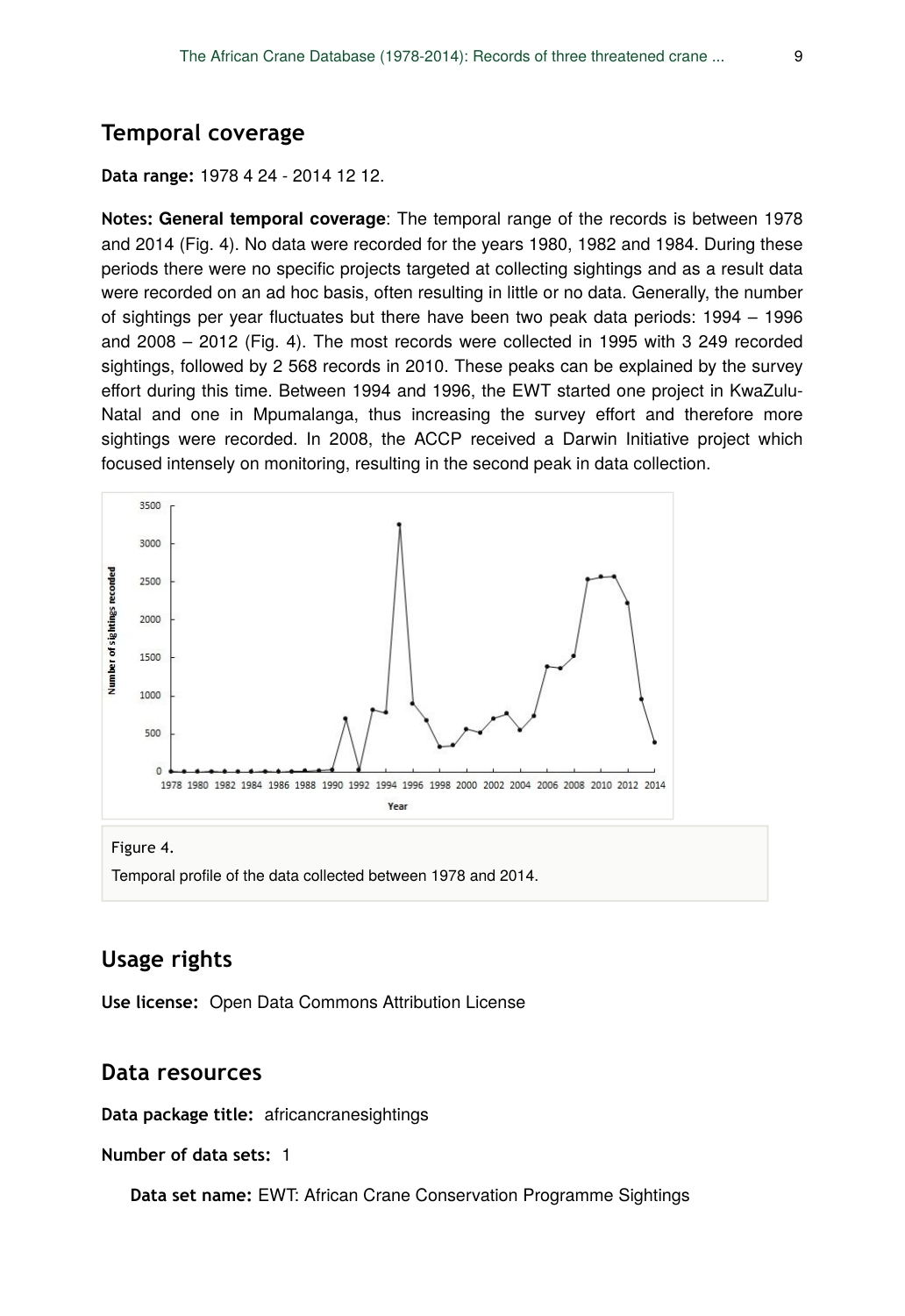## Temporal coverage

**Data range:** 1978 4 24 - 2014 12 12.

**Notes: General temporal coverage**: The temporal range of the records is between 1978 and 2014 (Fig. 4). No data were recorded for the years 1980, 1982 and 1984. During these periods there were no specific projects targeted at collecting sightings and as a result data were recorded on an ad hoc basis, often resulting in little or no data. Generally, the number of sightings per year fluctuates but there have been two peak data periods: 1994 – 1996 and 2008 – 2012 (Fig. 4). The most records were collected in 1995 with 3 249 recorded sightings, followed by 2 568 records in 2010. These peaks can be explained by the survey effort during this time. Between 1994 and 1996, the EWT started one project in KwaZulu-Natal and one in Mpumalanga, thus increasing the survey effort and therefore more sightings were recorded. In 2008, the ACCP received a Darwin Initiative project which focused intensely on monitoring, resulting in the second peak in data collection.

Figure 4.

Temporal profile of the data collected between 1978 and 2014.

## Usage rights

**Use license:** Open Data Commons Attribution License

## Data resources

**Data package title:** africancranesightings

**Number of data sets:** 1

**Data set name:** EWT: African Crane Conservation Programme Sightings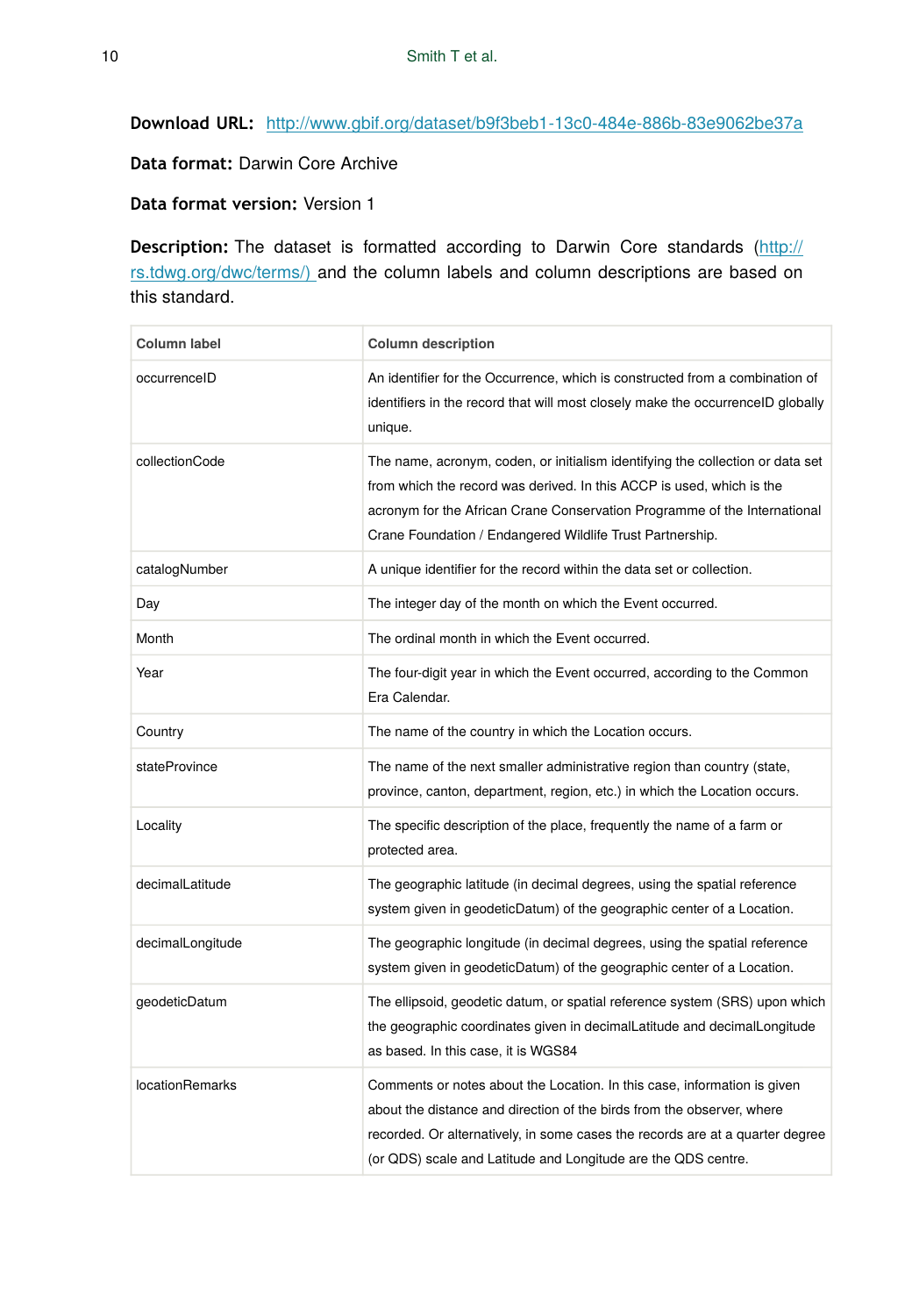**Download URL:** http://www.gbif.org/dataset/b9f3beb1-13c0-484e-886b-83e9062be37a

**Data format:** Darwin Core Archive

**Data format version:** Version 1

**Description:** The dataset is formatted according to Darwin Core standards (http://rs.tdwg.org/dwc/terms/) and the column labels and column descriptions are based on this standard.

| Column label | Column description |
| --- | --- |
| occurrenceID | An identifier for the Occurrence, which is constructed from a combination of identifiers in the record that will most closely make the occurrenceID globally unique. |
| collectionCode | The name, acronym, coden, or initialism identifying the collection or data set from which the record was derived. In this ACCP is used, which is the acronym for the African Crane Conservation Programme of the International Crane Foundation / Endangered Wildlife Trust Partnership. |
| catalogNumber | A unique identifier for the record within the data set or collection. |
| Day | The integer day of the month on which the Event occurred. |
| Month | The ordinal month in which the Event occurred. |
| Year | The four-digit year in which the Event occurred, according to the Common Era Calendar. |
| Country | The name of the country in which the Location occurs. |
| stateProvince | The name of the next smaller administrative region than country (state, province, canton, department, region, etc.) in which the Location occurs. |
| Locality | The specific description of the place, frequently the name of a farm or protected area. |
| decimalLatitude | The geographic latitude (in decimal degrees, using the spatial reference system given in geodeticDatum) of the geographic center of a Location. |
| decimalLongitude | The geographic longitude (in decimal degrees, using the spatial reference system given in geodeticDatum) of the geographic center of a Location. |
| geodeticDatum | The ellipsoid, geodetic datum, or spatial reference system (SRS) upon which the geographic coordinates given in decimalLatitude and decimalLongitude as based. In this case, it is WGS84 |
| locationRemarks | Comments or notes about the Location. In this case, information is given about the distance and direction of the birds from the observer, where recorded. Or alternatively, in some cases the records are at a quarter degree (or QDS) scale and Latitude and Longitude are the QDS centre. |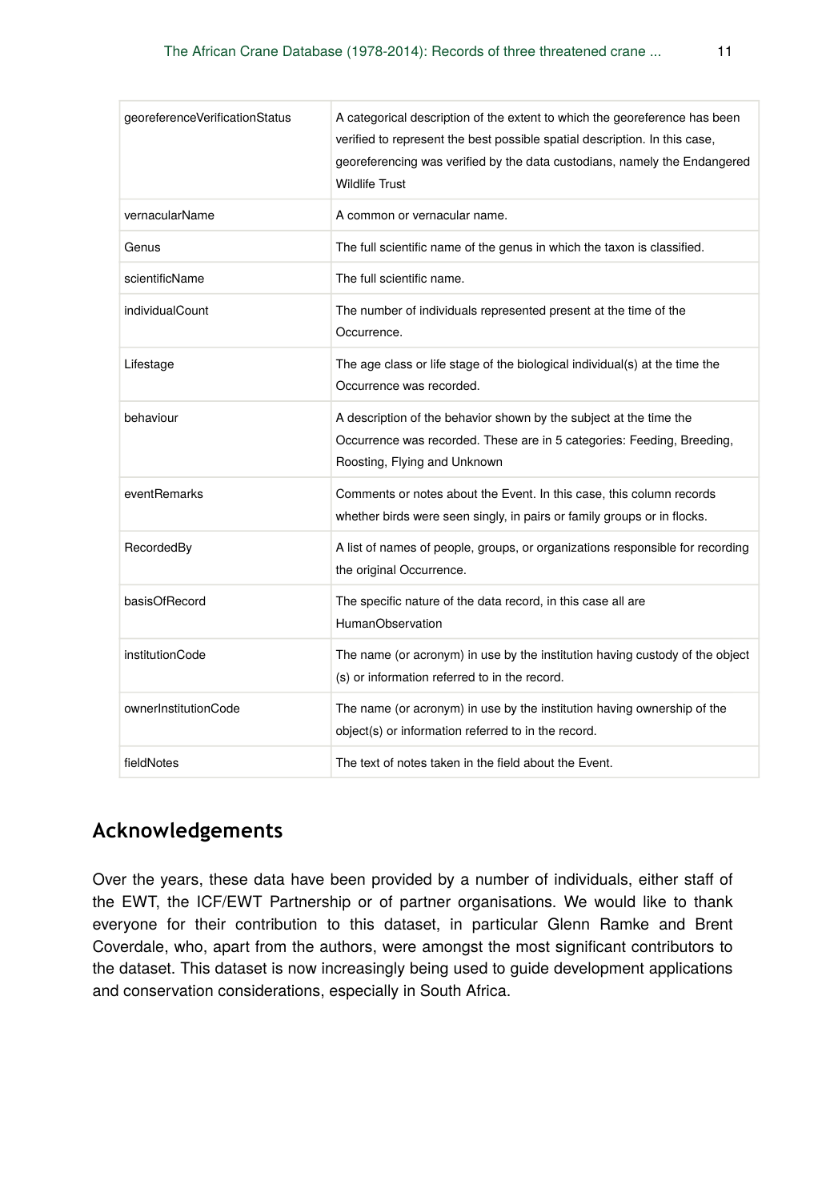| | |
|---|---|
| georeferenceVerificationStatus | A categorical description of the extent to which the georeference has been verified to represent the best possible spatial description. In this case, georeferencing was verified by the data custodians, namely the Endangered Wildlife Trust |
| vernacularName | A common or vernacular name. |
| Genus | The full scientific name of the genus in which the taxon is classified. |
| scientificName | The full scientific name. |
| individualCount | The number of individuals represented present at the time of the Occurrence. |
| Lifestage | The age class or life stage of the biological individual(s) at the time the Occurrence was recorded. |
| behaviour | A description of the behavior shown by the subject at the time the Occurrence was recorded. These are in 5 categories: Feeding, Breeding, Roosting, Flying and Unknown |
| eventRemarks | Comments or notes about the Event. In this case, this column records whether birds were seen singly, in pairs or family groups or in flocks. |
| RecordedBy | A list of names of people, groups, or organizations responsible for recording the original Occurrence. |
| basisOfRecord | The specific nature of the data record, in this case all are HumanObservation |
| institutionCode | The name (or acronym) in use by the institution having custody of the object (s) or information referred to in the record. |
| ownerInstitutionCode | The name (or acronym) in use by the institution having ownership of the object(s) or information referred to in the record. |
| fieldNotes | The text of notes taken in the field about the Event. |

## Acknowledgements

Over the years, these data have been provided by a number of individuals, either staff of the EWT, the ICF/EWT Partnership or of partner organisations. We would like to thank everyone for their contribution to this dataset, in particular Glenn Ramke and Brent Coverdale, who, apart from the authors, were amongst the most significant contributors to the dataset. This dataset is now increasingly being used to guide development applications and conservation considerations, especially in South Africa.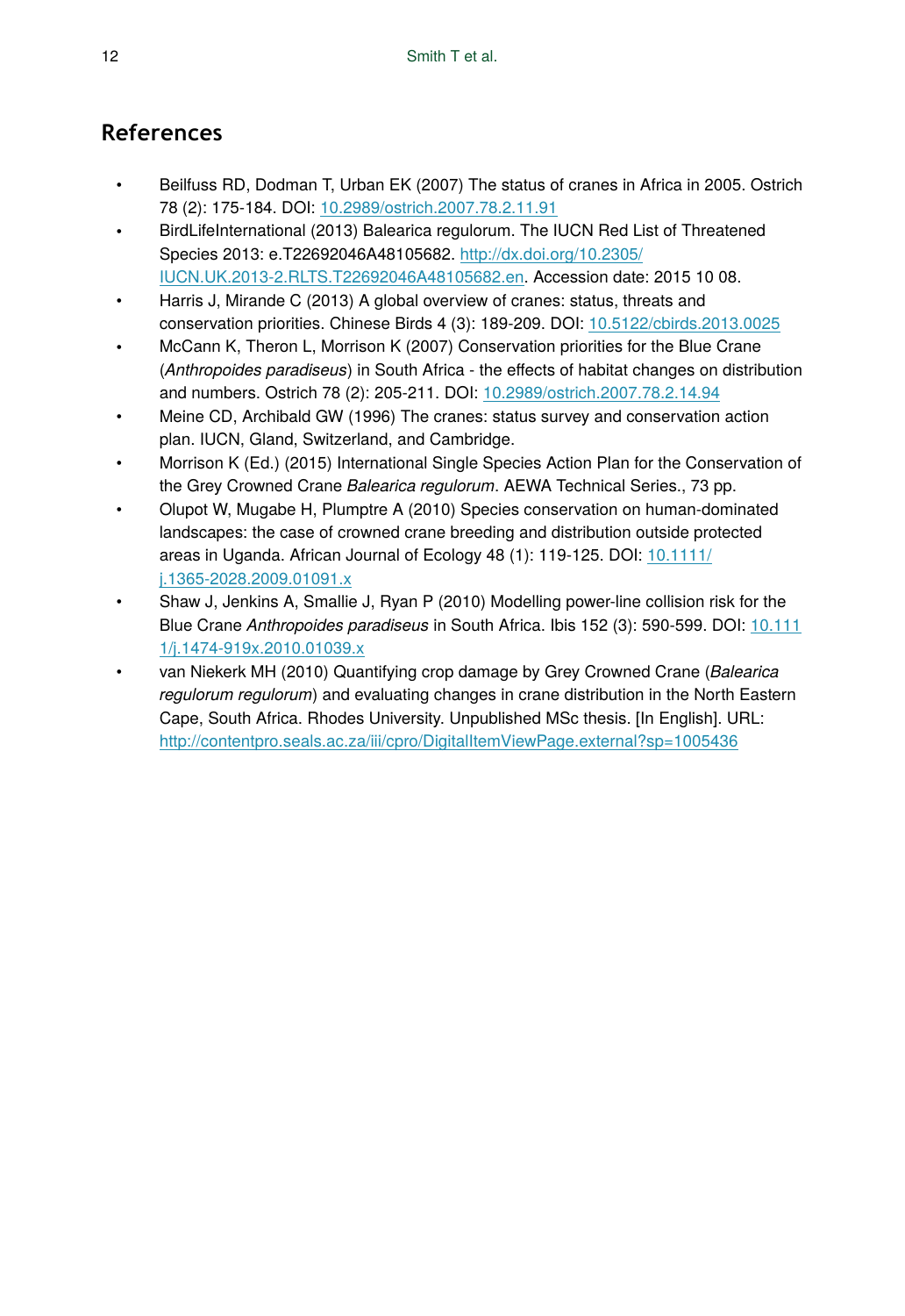## References

- Beilfuss RD, Dodman T, Urban EK (2007) The status of cranes in Africa in 2005. Ostrich 78 (2): 175-184. DOI: 10.2989/ostrich.2007.78.2.11.91
- BirdLifeInternational (2013) Balearica regulorum. The IUCN Red List of Threatened Species 2013: e.T22692046A48105682. http://dx.doi.org/10.2305/IUCN.UK.2013-2.RLTS.T22692046A48105682.en. Accession date: 2015 10 08.
- Harris J, Mirande C (2013) A global overview of cranes: status, threats and conservation priorities. Chinese Birds 4 (3): 189-209. DOI: 10.5122/cbirds.2013.0025
- McCann K, Theron L, Morrison K (2007) Conservation priorities for the Blue Crane (*Anthropoides paradiseus*) in South Africa - the effects of habitat changes on distribution and numbers. Ostrich 78 (2): 205-211. DOI: 10.2989/ostrich.2007.78.2.14.94
- Meine CD, Archibald GW (1996) The cranes: status survey and conservation action plan. IUCN, Gland, Switzerland, and Cambridge.
- Morrison K (Ed.) (2015) International Single Species Action Plan for the Conservation of the Grey Crowned Crane *Balearica regulorum*. AEWA Technical Series., 73 pp.
- Olupot W, Mugabe H, Plumptre A (2010) Species conservation on human-dominated landscapes: the case of crowned crane breeding and distribution outside protected areas in Uganda. African Journal of Ecology 48 (1): 119-125. DOI: 10.1111/j.1365-2028.2009.01091.x
- Shaw J, Jenkins A, Smallie J, Ryan P (2010) Modelling power-line collision risk for the Blue Crane *Anthropoides paradiseus* in South Africa. Ibis 152 (3): 590-599. DOI: 10.1111/j.1474-919x.2010.01039.x
- van Niekerk MH (2010) Quantifying crop damage by Grey Crowned Crane (*Balearica regulorum regulorum*) and evaluating changes in crane distribution in the North Eastern Cape, South Africa. Rhodes University. Unpublished MSc thesis. [In English]. URL: http://contentpro.seals.ac.za/iii/cpro/DigitalItemViewPage.external?sp=1005436